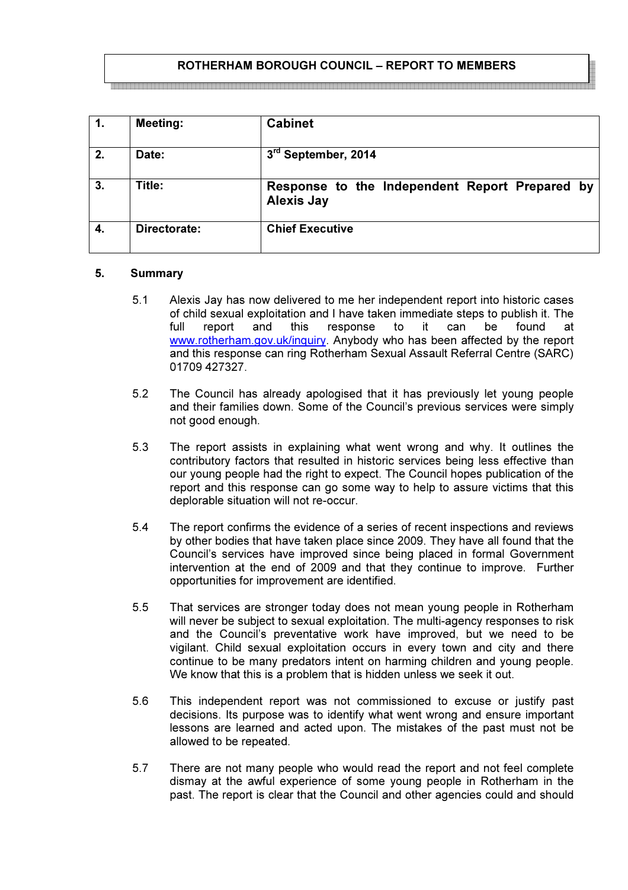**ROTHERHAM BOROUGH COUNCIL – REPORT TO MEMBERS**

| | | |
|---|---|---|
| 1. | Meeting: | **Cabinet** |
| 2. | Date: | **3rd September, 2014** |
| 3. | Title: | **Response to the Independent Report Prepared by Alexis Jay** |
| 4. | Directorate: | **Chief Executive** |

**5. Summary**

5.1 Alexis Jay has now delivered to me her independent report into historic cases of child sexual exploitation and I have taken immediate steps to publish it. The full report and this response to it can be found at www.rotherham.gov.uk/inquiry. Anybody who has been affected by the report and this response can ring Rotherham Sexual Assault Referral Centre (SARC) 01709 427327.

5.2 The Council has already apologised that it has previously let young people and their families down. Some of the Council's previous services were simply not good enough.

5.3 The report assists in explaining what went wrong and why. It outlines the contributory factors that resulted in historic services being less effective than our young people had the right to expect. The Council hopes publication of the report and this response can go some way to help to assure victims that this deplorable situation will not re-occur.

5.4 The report confirms the evidence of a series of recent inspections and reviews by other bodies that have taken place since 2009. They have all found that the Council's services have improved since being placed in formal Government intervention at the end of 2009 and that they continue to improve. Further opportunities for improvement are identified.

5.5 That services are stronger today does not mean young people in Rotherham will never be subject to sexual exploitation. The multi-agency responses to risk and the Council's preventative work have improved, but we need to be vigilant. Child sexual exploitation occurs in every town and city and there continue to be many predators intent on harming children and young people. We know that this is a problem that is hidden unless we seek it out.

5.6 This independent report was not commissioned to excuse or justify past decisions. Its purpose was to identify what went wrong and ensure important lessons are learned and acted upon. The mistakes of the past must not be allowed to be repeated.

5.7 There are not many people who would read the report and not feel complete dismay at the awful experience of some young people in Rotherham in the past. The report is clear that the Council and other agencies could and should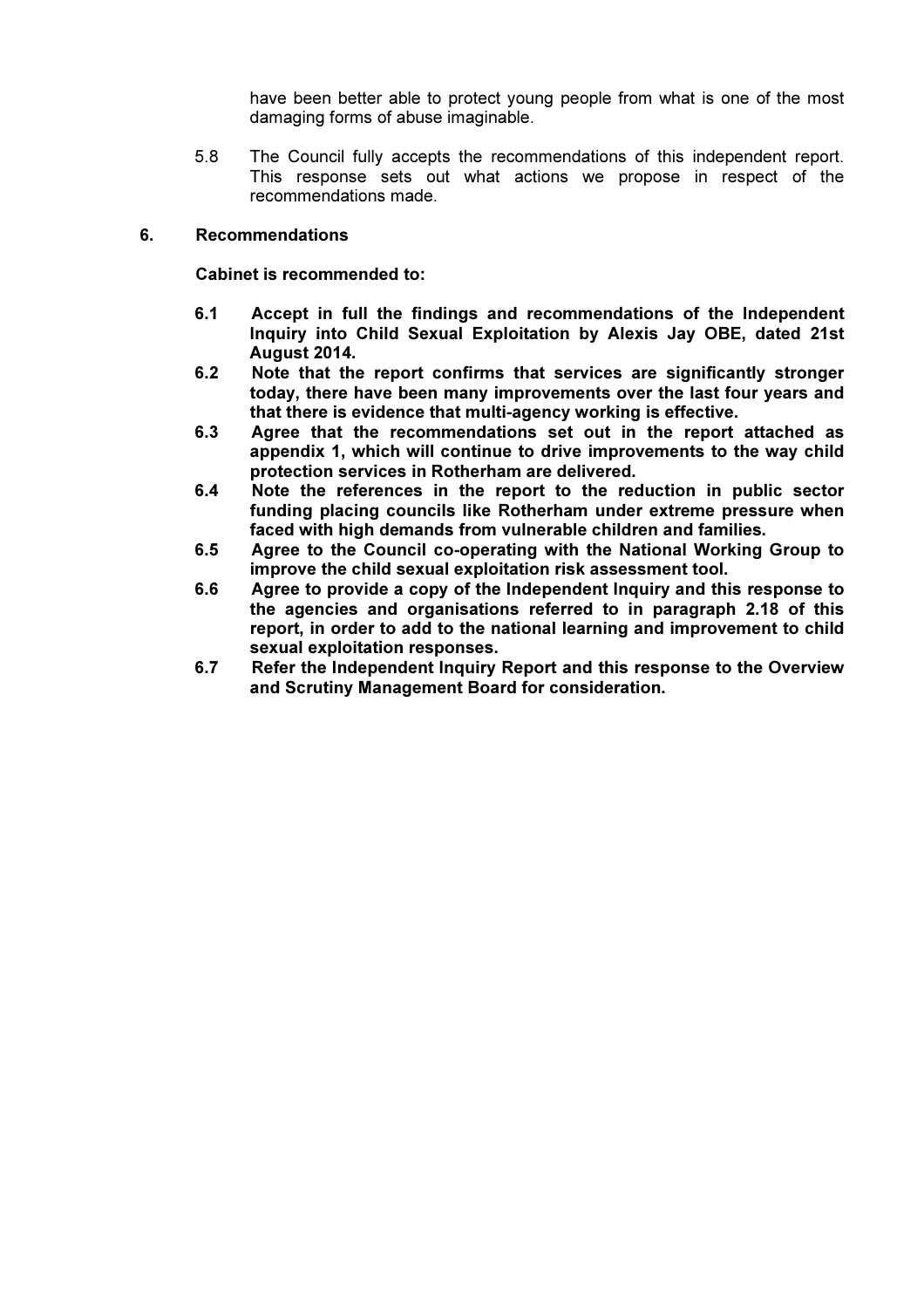have been better able to protect young people from what is one of the most damaging forms of abuse imaginable.

5.8 The Council fully accepts the recommendations of this independent report. This response sets out what actions we propose in respect of the recommendations made.

## 6. Recommendations

**Cabinet is recommended to:**

**6.1 Accept in full the findings and recommendations of the Independent Inquiry into Child Sexual Exploitation by Alexis Jay OBE, dated 21st August 2014.**

**6.2 Note that the report confirms that services are significantly stronger today, there have been many improvements over the last four years and that there is evidence that multi-agency working is effective.**

**6.3 Agree that the recommendations set out in the report attached as appendix 1, which will continue to drive improvements to the way child protection services in Rotherham are delivered.**

**6.4 Note the references in the report to the reduction in public sector funding placing councils like Rotherham under extreme pressure when faced with high demands from vulnerable children and families.**

**6.5 Agree to the Council co-operating with the National Working Group to improve the child sexual exploitation risk assessment tool.**

**6.6 Agree to provide a copy of the Independent Inquiry and this response to the agencies and organisations referred to in paragraph 2.18 of this report, in order to add to the national learning and improvement to child sexual exploitation responses.**

**6.7 Refer the Independent Inquiry Report and this response to the Overview and Scrutiny Management Board for consideration.**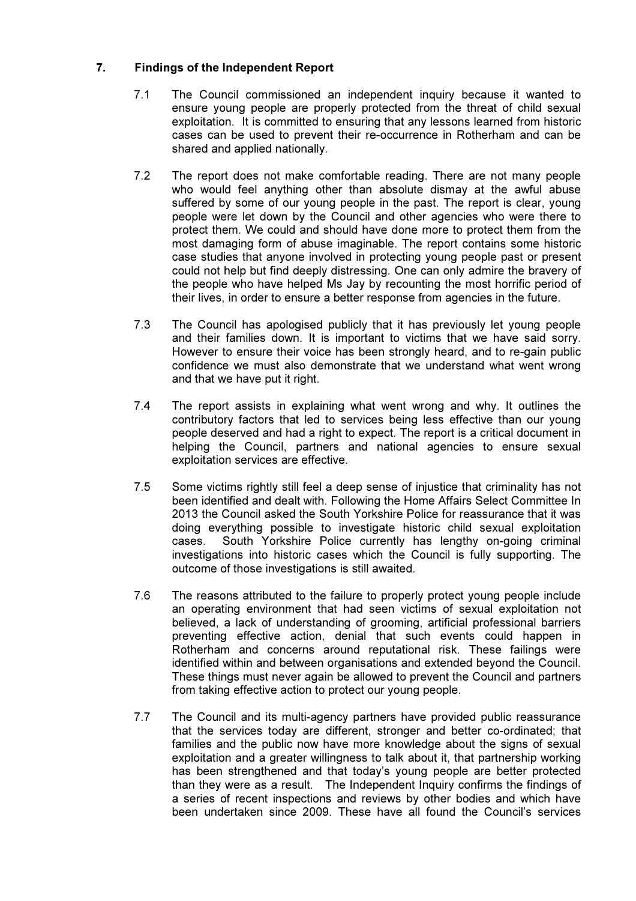## 7. Findings of the Independent Report

7.1 The Council commissioned an independent inquiry because it wanted to ensure young people are properly protected from the threat of child sexual exploitation. It is committed to ensuring that any lessons learned from historic cases can be used to prevent their re-occurrence in Rotherham and can be shared and applied nationally.

7.2 The report does not make comfortable reading. There are not many people who would feel anything other than absolute dismay at the awful abuse suffered by some of our young people in the past. The report is clear, young people were let down by the Council and other agencies who were there to protect them. We could and should have done more to protect them from the most damaging form of abuse imaginable. The report contains some historic case studies that anyone involved in protecting young people past or present could not help but find deeply distressing. One can only admire the bravery of the people who have helped Ms Jay by recounting the most horrific period of their lives, in order to ensure a better response from agencies in the future.

7.3 The Council has apologised publicly that it has previously let young people and their families down. It is important to victims that we have said sorry. However to ensure their voice has been strongly heard, and to re-gain public confidence we must also demonstrate that we understand what went wrong and that we have put it right.

7.4 The report assists in explaining what went wrong and why. It outlines the contributory factors that led to services being less effective than our young people deserved and had a right to expect. The report is a critical document in helping the Council, partners and national agencies to ensure sexual exploitation services are effective.

7.5 Some victims rightly still feel a deep sense of injustice that criminality has not been identified and dealt with. Following the Home Affairs Select Committee In 2013 the Council asked the South Yorkshire Police for reassurance that it was doing everything possible to investigate historic child sexual exploitation cases. South Yorkshire Police currently has lengthy on-going criminal investigations into historic cases which the Council is fully supporting. The outcome of those investigations is still awaited.

7.6 The reasons attributed to the failure to properly protect young people include an operating environment that had seen victims of sexual exploitation not believed, a lack of understanding of grooming, artificial professional barriers preventing effective action, denial that such events could happen in Rotherham and concerns around reputational risk. These failings were identified within and between organisations and extended beyond the Council. These things must never again be allowed to prevent the Council and partners from taking effective action to protect our young people.

7.7 The Council and its multi-agency partners have provided public reassurance that the services today are different, stronger and better co-ordinated; that families and the public now have more knowledge about the signs of sexual exploitation and a greater willingness to talk about it, that partnership working has been strengthened and that today's young people are better protected than they were as a result. The Independent Inquiry confirms the findings of a series of recent inspections and reviews by other bodies and which have been undertaken since 2009. These have all found the Council's services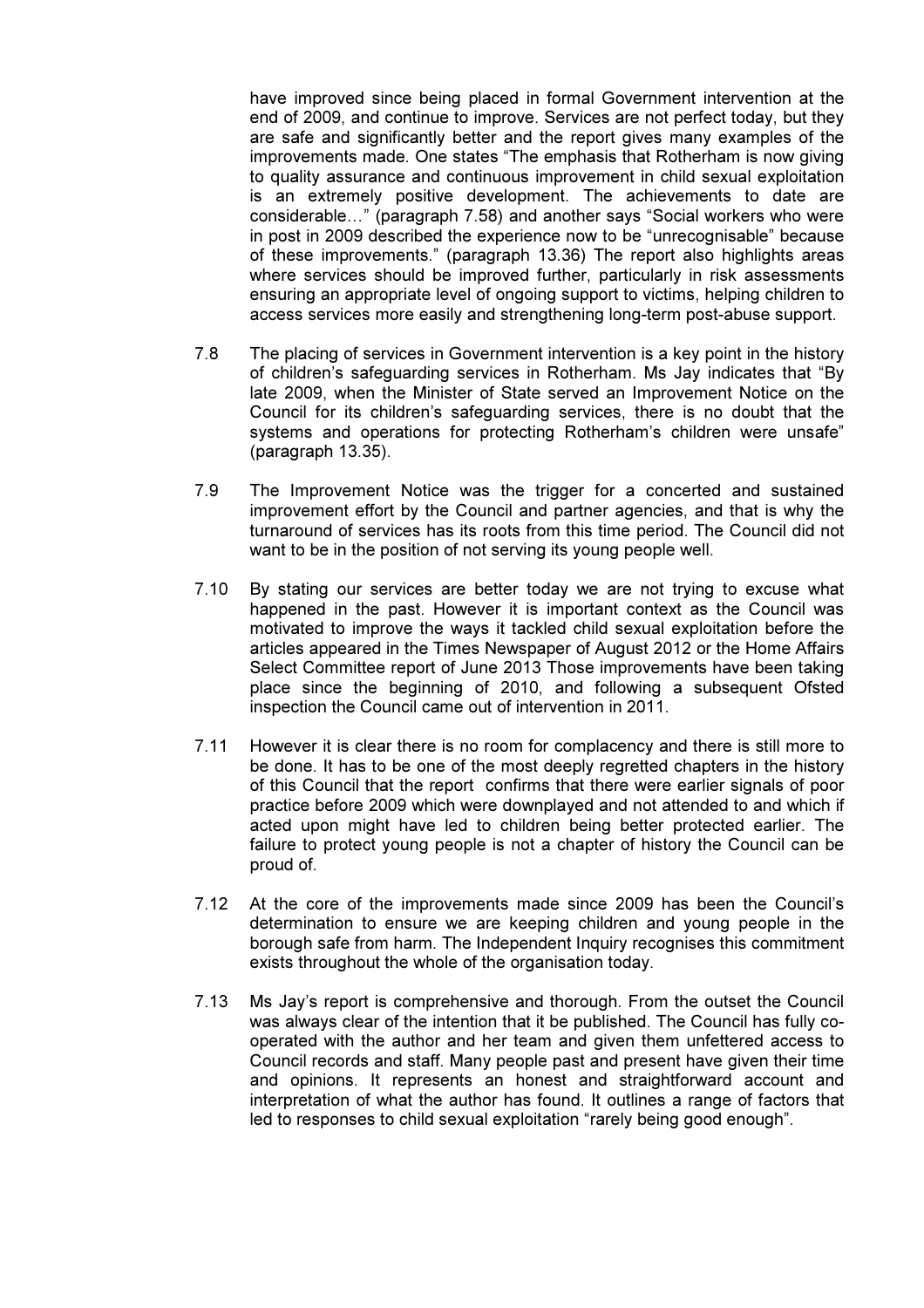have improved since being placed in formal Government intervention at the end of 2009, and continue to improve. Services are not perfect today, but they are safe and significantly better and the report gives many examples of the improvements made. One states "The emphasis that Rotherham is now giving to quality assurance and continuous improvement in child sexual exploitation is an extremely positive development. The achievements to date are considerable…" (paragraph 7.58) and another says "Social workers who were in post in 2009 described the experience now to be "unrecognisable" because of these improvements." (paragraph 13.36) The report also highlights areas where services should be improved further, particularly in risk assessments ensuring an appropriate level of ongoing support to victims, helping children to access services more easily and strengthening long-term post-abuse support.

7.8 The placing of services in Government intervention is a key point in the history of children's safeguarding services in Rotherham. Ms Jay indicates that "By late 2009, when the Minister of State served an Improvement Notice on the Council for its children's safeguarding services, there is no doubt that the systems and operations for protecting Rotherham's children were unsafe" (paragraph 13.35).

7.9 The Improvement Notice was the trigger for a concerted and sustained improvement effort by the Council and partner agencies, and that is why the turnaround of services has its roots from this time period. The Council did not want to be in the position of not serving its young people well.

7.10 By stating our services are better today we are not trying to excuse what happened in the past. However it is important context as the Council was motivated to improve the ways it tackled child sexual exploitation before the articles appeared in the Times Newspaper of August 2012 or the Home Affairs Select Committee report of June 2013 Those improvements have been taking place since the beginning of 2010, and following a subsequent Ofsted inspection the Council came out of intervention in 2011.

7.11 However it is clear there is no room for complacency and there is still more to be done. It has to be one of the most deeply regretted chapters in the history of this Council that the report confirms that there were earlier signals of poor practice before 2009 which were downplayed and not attended to and which if acted upon might have led to children being better protected earlier. The failure to protect young people is not a chapter of history the Council can be proud of.

7.12 At the core of the improvements made since 2009 has been the Council's determination to ensure we are keeping children and young people in the borough safe from harm. The Independent Inquiry recognises this commitment exists throughout the whole of the organisation today.

7.13 Ms Jay's report is comprehensive and thorough. From the outset the Council was always clear of the intention that it be published. The Council has fully co-operated with the author and her team and given them unfettered access to Council records and staff. Many people past and present have given their time and opinions. It represents an honest and straightforward account and interpretation of what the author has found. It outlines a range of factors that led to responses to child sexual exploitation "rarely being good enough".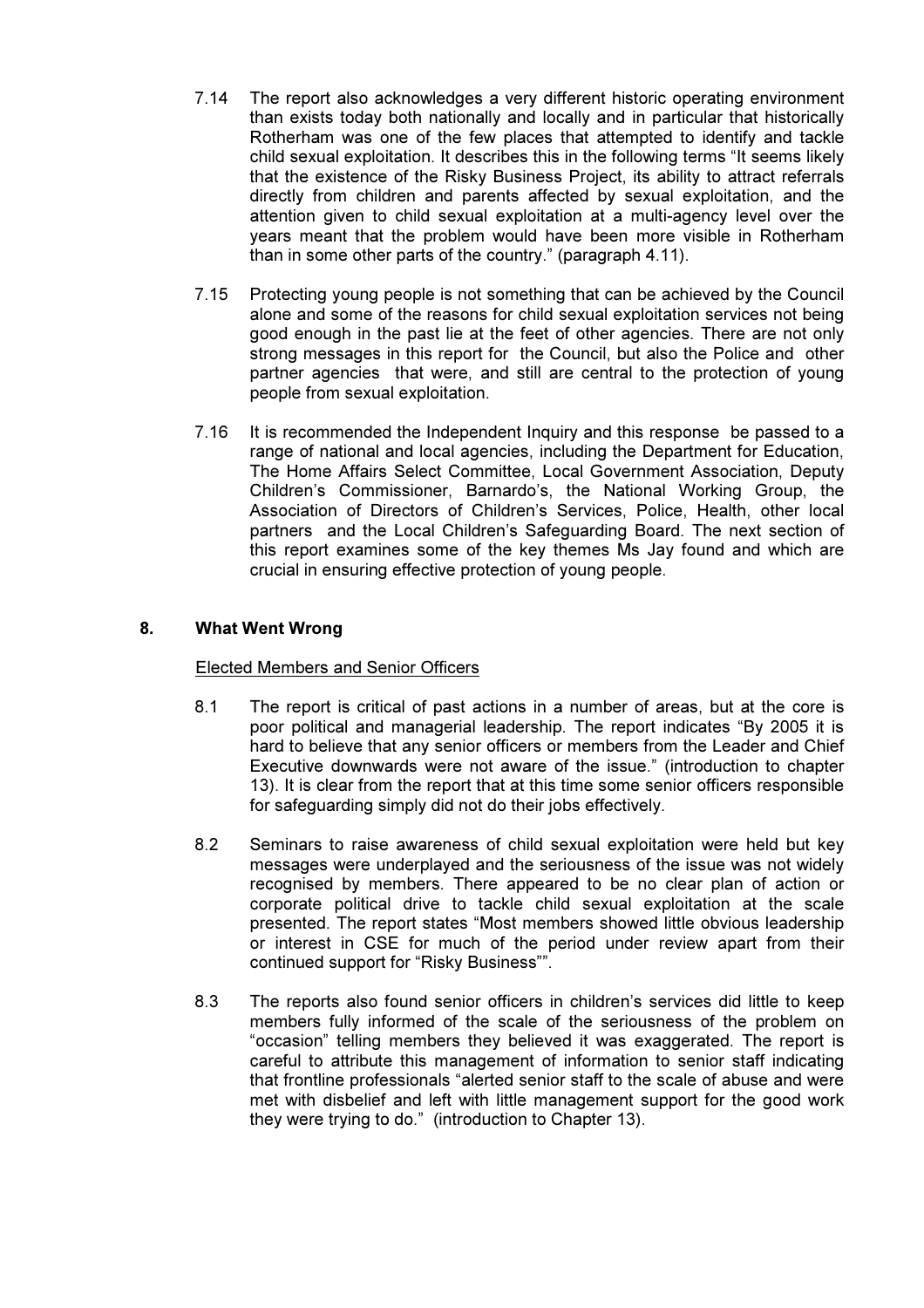7.14 The report also acknowledges a very different historic operating environment than exists today both nationally and locally and in particular that historically Rotherham was one of the few places that attempted to identify and tackle child sexual exploitation. It describes this in the following terms "It seems likely that the existence of the Risky Business Project, its ability to attract referrals directly from children and parents affected by sexual exploitation, and the attention given to child sexual exploitation at a multi-agency level over the years meant that the problem would have been more visible in Rotherham than in some other parts of the country." (paragraph 4.11).

7.15 Protecting young people is not something that can be achieved by the Council alone and some of the reasons for child sexual exploitation services not being good enough in the past lie at the feet of other agencies. There are not only strong messages in this report for the Council, but also the Police and other partner agencies that were, and still are central to the protection of young people from sexual exploitation.

7.16 It is recommended the Independent Inquiry and this response be passed to a range of national and local agencies, including the Department for Education, The Home Affairs Select Committee, Local Government Association, Deputy Children's Commissioner, Barnardo's, the National Working Group, the Association of Directors of Children's Services, Police, Health, other local partners and the Local Children's Safeguarding Board. The next section of this report examines some of the key themes Ms Jay found and which are crucial in ensuring effective protection of young people.

## 8. What Went Wrong

Elected Members and Senior Officers

8.1 The report is critical of past actions in a number of areas, but at the core is poor political and managerial leadership. The report indicates "By 2005 it is hard to believe that any senior officers or members from the Leader and Chief Executive downwards were not aware of the issue." (introduction to chapter 13). It is clear from the report that at this time some senior officers responsible for safeguarding simply did not do their jobs effectively.

8.2 Seminars to raise awareness of child sexual exploitation were held but key messages were underplayed and the seriousness of the issue was not widely recognised by members. There appeared to be no clear plan of action or corporate political drive to tackle child sexual exploitation at the scale presented. The report states "Most members showed little obvious leadership or interest in CSE for much of the period under review apart from their continued support for "Risky Business"".

8.3 The reports also found senior officers in children's services did little to keep members fully informed of the scale of the seriousness of the problem on "occasion" telling members they believed it was exaggerated. The report is careful to attribute this management of information to senior staff indicating that frontline professionals "alerted senior staff to the scale of abuse and were met with disbelief and left with little management support for the good work they were trying to do." (introduction to Chapter 13).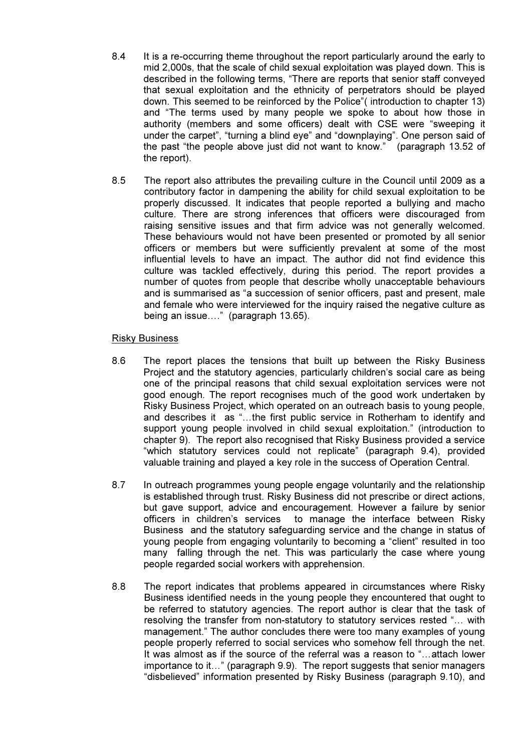8.4 It is a re-occurring theme throughout the report particularly around the early to mid 2,000s, that the scale of child sexual exploitation was played down. This is described in the following terms, “There are reports that senior staff conveyed that sexual exploitation and the ethnicity of perpetrators should be played down. This seemed to be reinforced by the Police”( introduction to chapter 13) and “The terms used by many people we spoke to about how those in authority (members and some officers) dealt with CSE were “sweeping it under the carpet”, “turning a blind eye” and “downplaying”. One person said of the past “the people above just did not want to know.” (paragraph 13.52 of the report).

8.5 The report also attributes the prevailing culture in the Council until 2009 as a contributory factor in dampening the ability for child sexual exploitation to be properly discussed. It indicates that people reported a bullying and macho culture. There are strong inferences that officers were discouraged from raising sensitive issues and that firm advice was not generally welcomed. These behaviours would not have been presented or promoted by all senior officers or members but were sufficiently prevalent at some of the most influential levels to have an impact. The author did not find evidence this culture was tackled effectively, during this period. The report provides a number of quotes from people that describe wholly unacceptable behaviours and is summarised as “a succession of senior officers, past and present, male and female who were interviewed for the inquiry raised the negative culture as being an issue….” (paragraph 13.65).

Risky Business

8.6 The report places the tensions that built up between the Risky Business Project and the statutory agencies, particularly children’s social care as being one of the principal reasons that child sexual exploitation services were not good enough. The report recognises much of the good work undertaken by Risky Business Project, which operated on an outreach basis to young people, and describes it as “…the first public service in Rotherham to identify and support young people involved in child sexual exploitation.” (introduction to chapter 9). The report also recognised that Risky Business provided a service “which statutory services could not replicate” (paragraph 9.4), provided valuable training and played a key role in the success of Operation Central.

8.7 In outreach programmes young people engage voluntarily and the relationship is established through trust. Risky Business did not prescribe or direct actions, but gave support, advice and encouragement. However a failure by senior officers in children’s services to manage the interface between Risky Business and the statutory safeguarding service and the change in status of young people from engaging voluntarily to becoming a “client” resulted in too many falling through the net. This was particularly the case where young people regarded social workers with apprehension.

8.8 The report indicates that problems appeared in circumstances where Risky Business identified needs in the young people they encountered that ought to be referred to statutory agencies. The report author is clear that the task of resolving the transfer from non-statutory to statutory services rested “… with management.” The author concludes there were too many examples of young people properly referred to social services who somehow fell through the net. It was almost as if the source of the referral was a reason to “…attach lower importance to it…” (paragraph 9.9). The report suggests that senior managers “disbelieved” information presented by Risky Business (paragraph 9.10), and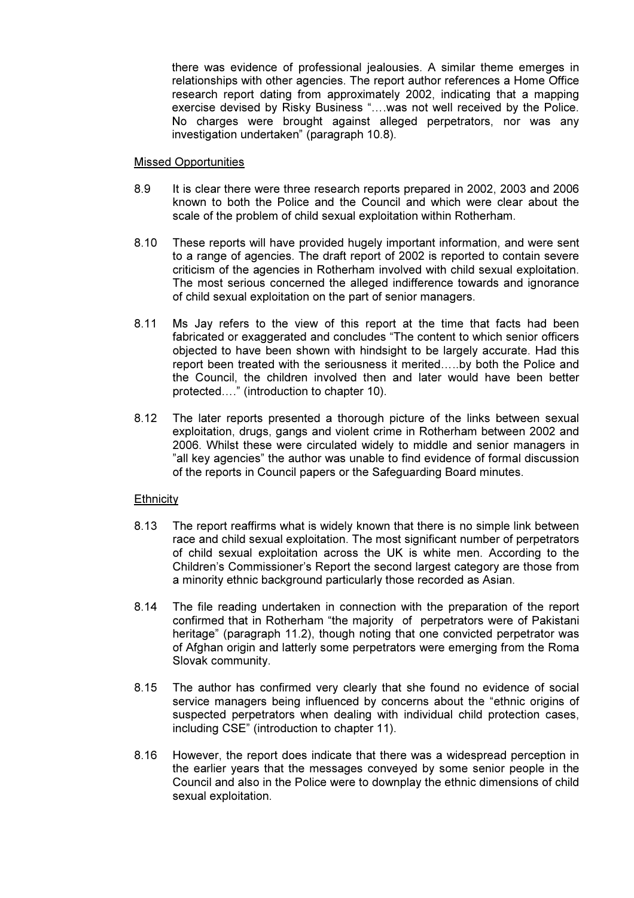there was evidence of professional jealousies. A similar theme emerges in relationships with other agencies. The report author references a Home Office research report dating from approximately 2002, indicating that a mapping exercise devised by Risky Business "….was not well received by the Police. No charges were brought against alleged perpetrators, nor was any investigation undertaken" (paragraph 10.8).

Missed Opportunities

8.9 It is clear there were three research reports prepared in 2002, 2003 and 2006 known to both the Police and the Council and which were clear about the scale of the problem of child sexual exploitation within Rotherham.

8.10 These reports will have provided hugely important information, and were sent to a range of agencies. The draft report of 2002 is reported to contain severe criticism of the agencies in Rotherham involved with child sexual exploitation. The most serious concerned the alleged indifference towards and ignorance of child sexual exploitation on the part of senior managers.

8.11 Ms Jay refers to the view of this report at the time that facts had been fabricated or exaggerated and concludes "The content to which senior officers objected to have been shown with hindsight to be largely accurate. Had this report been treated with the seriousness it merited…..by both the Police and the Council, the children involved then and later would have been better protected…." (introduction to chapter 10).

8.12 The later reports presented a thorough picture of the links between sexual exploitation, drugs, gangs and violent crime in Rotherham between 2002 and 2006. Whilst these were circulated widely to middle and senior managers in "all key agencies" the author was unable to find evidence of formal discussion of the reports in Council papers or the Safeguarding Board minutes.

Ethnicity

8.13 The report reaffirms what is widely known that there is no simple link between race and child sexual exploitation. The most significant number of perpetrators of child sexual exploitation across the UK is white men. According to the Children's Commissioner's Report the second largest category are those from a minority ethnic background particularly those recorded as Asian.

8.14 The file reading undertaken in connection with the preparation of the report confirmed that in Rotherham "the majority of perpetrators were of Pakistani heritage" (paragraph 11.2), though noting that one convicted perpetrator was of Afghan origin and latterly some perpetrators were emerging from the Roma Slovak community.

8.15 The author has confirmed very clearly that she found no evidence of social service managers being influenced by concerns about the "ethnic origins of suspected perpetrators when dealing with individual child protection cases, including CSE" (introduction to chapter 11).

8.16 However, the report does indicate that there was a widespread perception in the earlier years that the messages conveyed by some senior people in the Council and also in the Police were to downplay the ethnic dimensions of child sexual exploitation.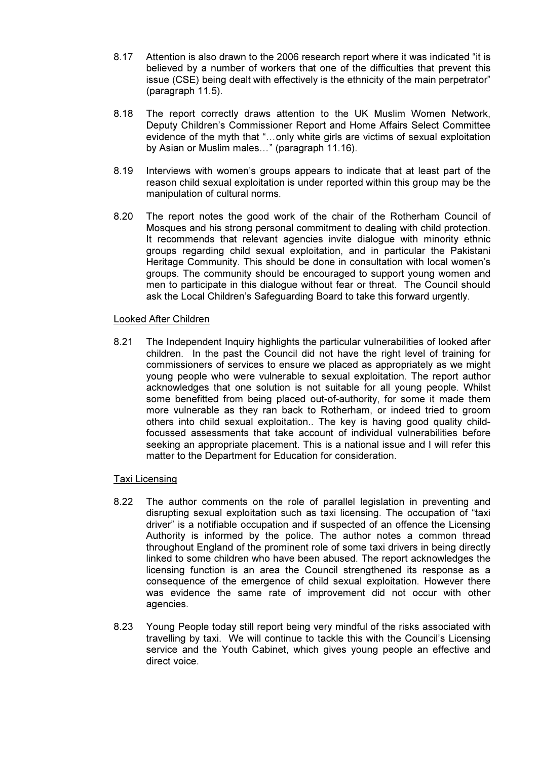8.17 Attention is also drawn to the 2006 research report where it was indicated "it is believed by a number of workers that one of the difficulties that prevent this issue (CSE) being dealt with effectively is the ethnicity of the main perpetrator" (paragraph 11.5).

8.18 The report correctly draws attention to the UK Muslim Women Network, Deputy Children's Commissioner Report and Home Affairs Select Committee evidence of the myth that "…only white girls are victims of sexual exploitation by Asian or Muslim males…" (paragraph 11.16).

8.19 Interviews with women's groups appears to indicate that at least part of the reason child sexual exploitation is under reported within this group may be the manipulation of cultural norms.

8.20 The report notes the good work of the chair of the Rotherham Council of Mosques and his strong personal commitment to dealing with child protection. It recommends that relevant agencies invite dialogue with minority ethnic groups regarding child sexual exploitation, and in particular the Pakistani Heritage Community. This should be done in consultation with local women's groups. The community should be encouraged to support young women and men to participate in this dialogue without fear or threat. The Council should ask the Local Children's Safeguarding Board to take this forward urgently.

Looked After Children

8.21 The Independent Inquiry highlights the particular vulnerabilities of looked after children. In the past the Council did not have the right level of training for commissioners of services to ensure we placed as appropriately as we might young people who were vulnerable to sexual exploitation. The report author acknowledges that one solution is not suitable for all young people. Whilst some benefitted from being placed out-of-authority, for some it made them more vulnerable as they ran back to Rotherham, or indeed tried to groom others into child sexual exploitation.. The key is having good quality child-focussed assessments that take account of individual vulnerabilities before seeking an appropriate placement. This is a national issue and I will refer this matter to the Department for Education for consideration.

Taxi Licensing

8.22 The author comments on the role of parallel legislation in preventing and disrupting sexual exploitation such as taxi licensing. The occupation of "taxi driver" is a notifiable occupation and if suspected of an offence the Licensing Authority is informed by the police. The author notes a common thread throughout England of the prominent role of some taxi drivers in being directly linked to some children who have been abused. The report acknowledges the licensing function is an area the Council strengthened its response as a consequence of the emergence of child sexual exploitation. However there was evidence the same rate of improvement did not occur with other agencies.

8.23 Young People today still report being very mindful of the risks associated with travelling by taxi. We will continue to tackle this with the Council's Licensing service and the Youth Cabinet, which gives young people an effective and direct voice.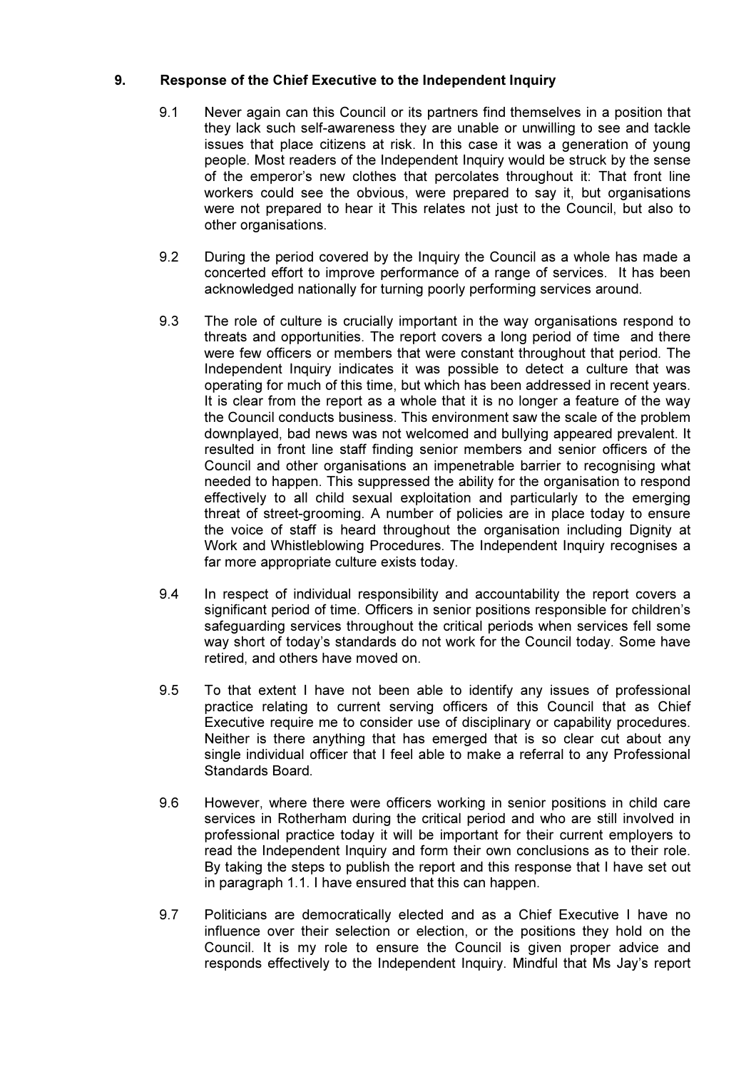## 9. Response of the Chief Executive to the Independent Inquiry

9.1 Never again can this Council or its partners find themselves in a position that they lack such self-awareness they are unable or unwilling to see and tackle issues that place citizens at risk. In this case it was a generation of young people. Most readers of the Independent Inquiry would be struck by the sense of the emperor's new clothes that percolates throughout it: That front line workers could see the obvious, were prepared to say it, but organisations were not prepared to hear it This relates not just to the Council, but also to other organisations.

9.2 During the period covered by the Inquiry the Council as a whole has made a concerted effort to improve performance of a range of services. It has been acknowledged nationally for turning poorly performing services around.

9.3 The role of culture is crucially important in the way organisations respond to threats and opportunities. The report covers a long period of time and there were few officers or members that were constant throughout that period. The Independent Inquiry indicates it was possible to detect a culture that was operating for much of this time, but which has been addressed in recent years. It is clear from the report as a whole that it is no longer a feature of the way the Council conducts business. This environment saw the scale of the problem downplayed, bad news was not welcomed and bullying appeared prevalent. It resulted in front line staff finding senior members and senior officers of the Council and other organisations an impenetrable barrier to recognising what needed to happen. This suppressed the ability for the organisation to respond effectively to all child sexual exploitation and particularly to the emerging threat of street-grooming. A number of policies are in place today to ensure the voice of staff is heard throughout the organisation including Dignity at Work and Whistleblowing Procedures. The Independent Inquiry recognises a far more appropriate culture exists today.

9.4 In respect of individual responsibility and accountability the report covers a significant period of time. Officers in senior positions responsible for children's safeguarding services throughout the critical periods when services fell some way short of today's standards do not work for the Council today. Some have retired, and others have moved on.

9.5 To that extent I have not been able to identify any issues of professional practice relating to current serving officers of this Council that as Chief Executive require me to consider use of disciplinary or capability procedures. Neither is there anything that has emerged that is so clear cut about any single individual officer that I feel able to make a referral to any Professional Standards Board.

9.6 However, where there were officers working in senior positions in child care services in Rotherham during the critical period and who are still involved in professional practice today it will be important for their current employers to read the Independent Inquiry and form their own conclusions as to their role. By taking the steps to publish the report and this response that I have set out in paragraph 1.1. I have ensured that this can happen.

9.7 Politicians are democratically elected and as a Chief Executive I have no influence over their selection or election, or the positions they hold on the Council. It is my role to ensure the Council is given proper advice and responds effectively to the Independent Inquiry. Mindful that Ms Jay's report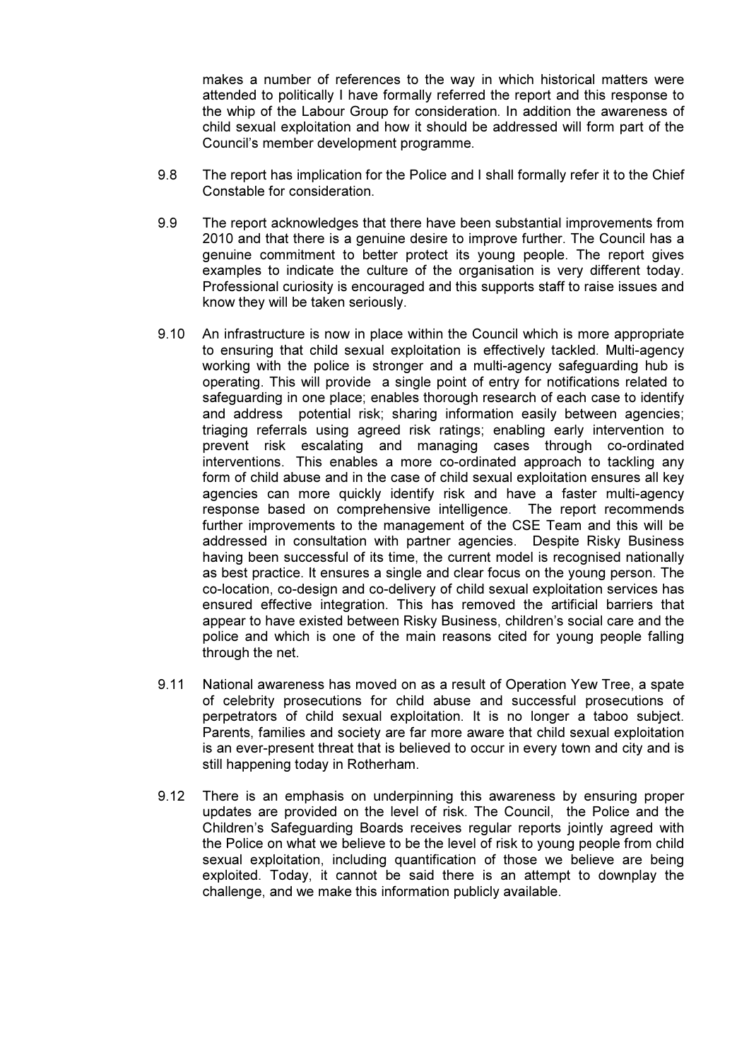makes a number of references to the way in which historical matters were attended to politically I have formally referred the report and this response to the whip of the Labour Group for consideration. In addition the awareness of child sexual exploitation and how it should be addressed will form part of the Council's member development programme.

9.8 The report has implication for the Police and I shall formally refer it to the Chief Constable for consideration.

9.9 The report acknowledges that there have been substantial improvements from 2010 and that there is a genuine desire to improve further. The Council has a genuine commitment to better protect its young people. The report gives examples to indicate the culture of the organisation is very different today. Professional curiosity is encouraged and this supports staff to raise issues and know they will be taken seriously.

9.10 An infrastructure is now in place within the Council which is more appropriate to ensuring that child sexual exploitation is effectively tackled. Multi-agency working with the police is stronger and a multi-agency safeguarding hub is operating. This will provide a single point of entry for notifications related to safeguarding in one place; enables thorough research of each case to identify and address potential risk; sharing information easily between agencies; triaging referrals using agreed risk ratings; enabling early intervention to prevent risk escalating and managing cases through co-ordinated interventions. This enables a more co-ordinated approach to tackling any form of child abuse and in the case of child sexual exploitation ensures all key agencies can more quickly identify risk and have a faster multi-agency response based on comprehensive intelligence. The report recommends further improvements to the management of the CSE Team and this will be addressed in consultation with partner agencies. Despite Risky Business having been successful of its time, the current model is recognised nationally as best practice. It ensures a single and clear focus on the young person. The co-location, co-design and co-delivery of child sexual exploitation services has ensured effective integration. This has removed the artificial barriers that appear to have existed between Risky Business, children's social care and the police and which is one of the main reasons cited for young people falling through the net.

9.11 National awareness has moved on as a result of Operation Yew Tree, a spate of celebrity prosecutions for child abuse and successful prosecutions of perpetrators of child sexual exploitation. It is no longer a taboo subject. Parents, families and society are far more aware that child sexual exploitation is an ever-present threat that is believed to occur in every town and city and is still happening today in Rotherham.

9.12 There is an emphasis on underpinning this awareness by ensuring proper updates are provided on the level of risk. The Council, the Police and the Children's Safeguarding Boards receives regular reports jointly agreed with the Police on what we believe to be the level of risk to young people from child sexual exploitation, including quantification of those we believe are being exploited. Today, it cannot be said there is an attempt to downplay the challenge, and we make this information publicly available.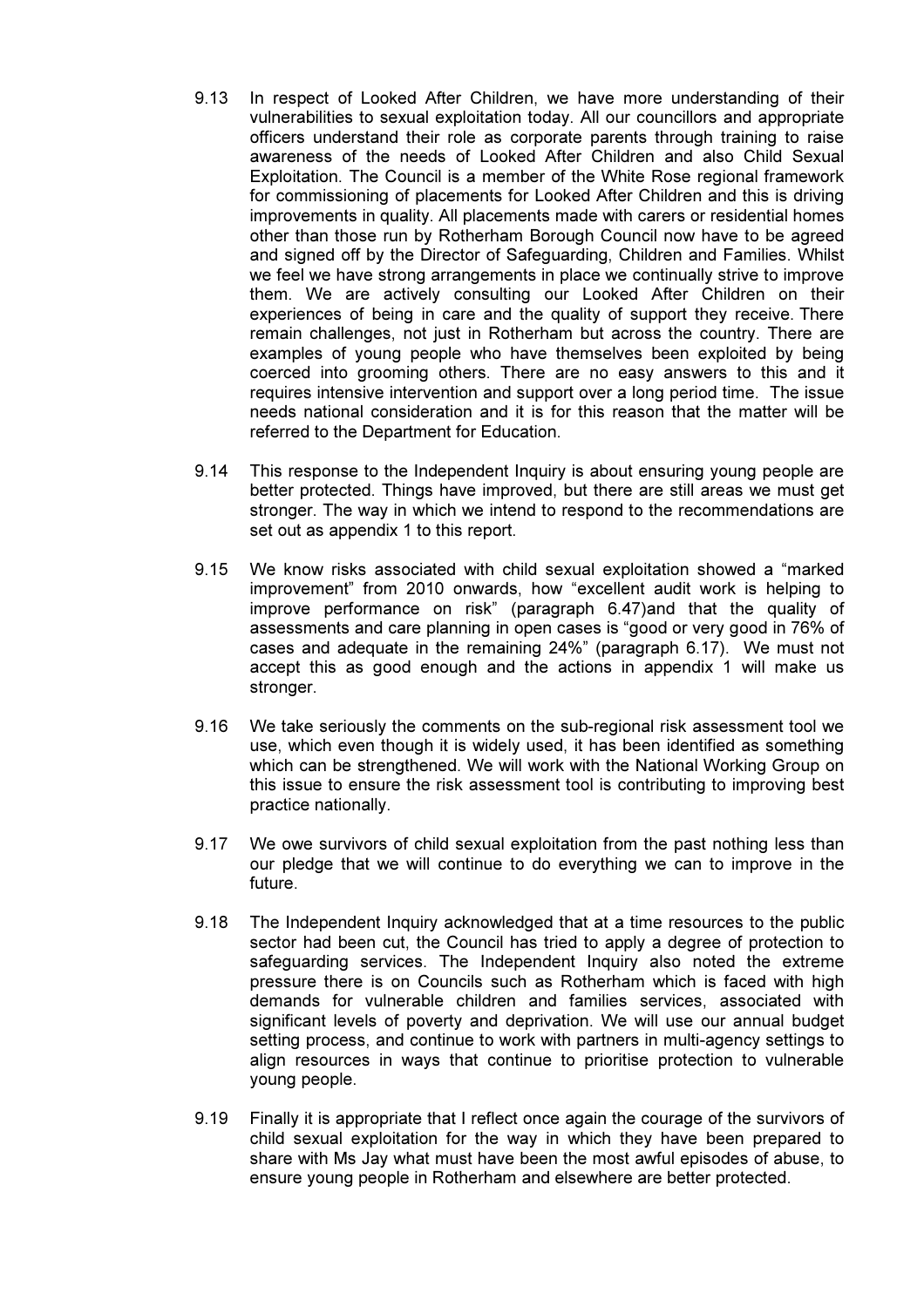9.13 In respect of Looked After Children, we have more understanding of their vulnerabilities to sexual exploitation today. All our councillors and appropriate officers understand their role as corporate parents through training to raise awareness of the needs of Looked After Children and also Child Sexual Exploitation. The Council is a member of the White Rose regional framework for commissioning of placements for Looked After Children and this is driving improvements in quality. All placements made with carers or residential homes other than those run by Rotherham Borough Council now have to be agreed and signed off by the Director of Safeguarding, Children and Families. Whilst we feel we have strong arrangements in place we continually strive to improve them. We are actively consulting our Looked After Children on their experiences of being in care and the quality of support they receive. There remain challenges, not just in Rotherham but across the country. There are examples of young people who have themselves been exploited by being coerced into grooming others. There are no easy answers to this and it requires intensive intervention and support over a long period time. The issue needs national consideration and it is for this reason that the matter will be referred to the Department for Education.

9.14 This response to the Independent Inquiry is about ensuring young people are better protected. Things have improved, but there are still areas we must get stronger. The way in which we intend to respond to the recommendations are set out as appendix 1 to this report.

9.15 We know risks associated with child sexual exploitation showed a "marked improvement" from 2010 onwards, how "excellent audit work is helping to improve performance on risk" (paragraph 6.47)and that the quality of assessments and care planning in open cases is "good or very good in 76% of cases and adequate in the remaining 24%" (paragraph 6.17). We must not accept this as good enough and the actions in appendix 1 will make us stronger.

9.16 We take seriously the comments on the sub-regional risk assessment tool we use, which even though it is widely used, it has been identified as something which can be strengthened. We will work with the National Working Group on this issue to ensure the risk assessment tool is contributing to improving best practice nationally.

9.17 We owe survivors of child sexual exploitation from the past nothing less than our pledge that we will continue to do everything we can to improve in the future.

9.18 The Independent Inquiry acknowledged that at a time resources to the public sector had been cut, the Council has tried to apply a degree of protection to safeguarding services. The Independent Inquiry also noted the extreme pressure there is on Councils such as Rotherham which is faced with high demands for vulnerable children and families services, associated with significant levels of poverty and deprivation. We will use our annual budget setting process, and continue to work with partners in multi-agency settings to align resources in ways that continue to prioritise protection to vulnerable young people.

9.19 Finally it is appropriate that I reflect once again the courage of the survivors of child sexual exploitation for the way in which they have been prepared to share with Ms Jay what must have been the most awful episodes of abuse, to ensure young people in Rotherham and elsewhere are better protected.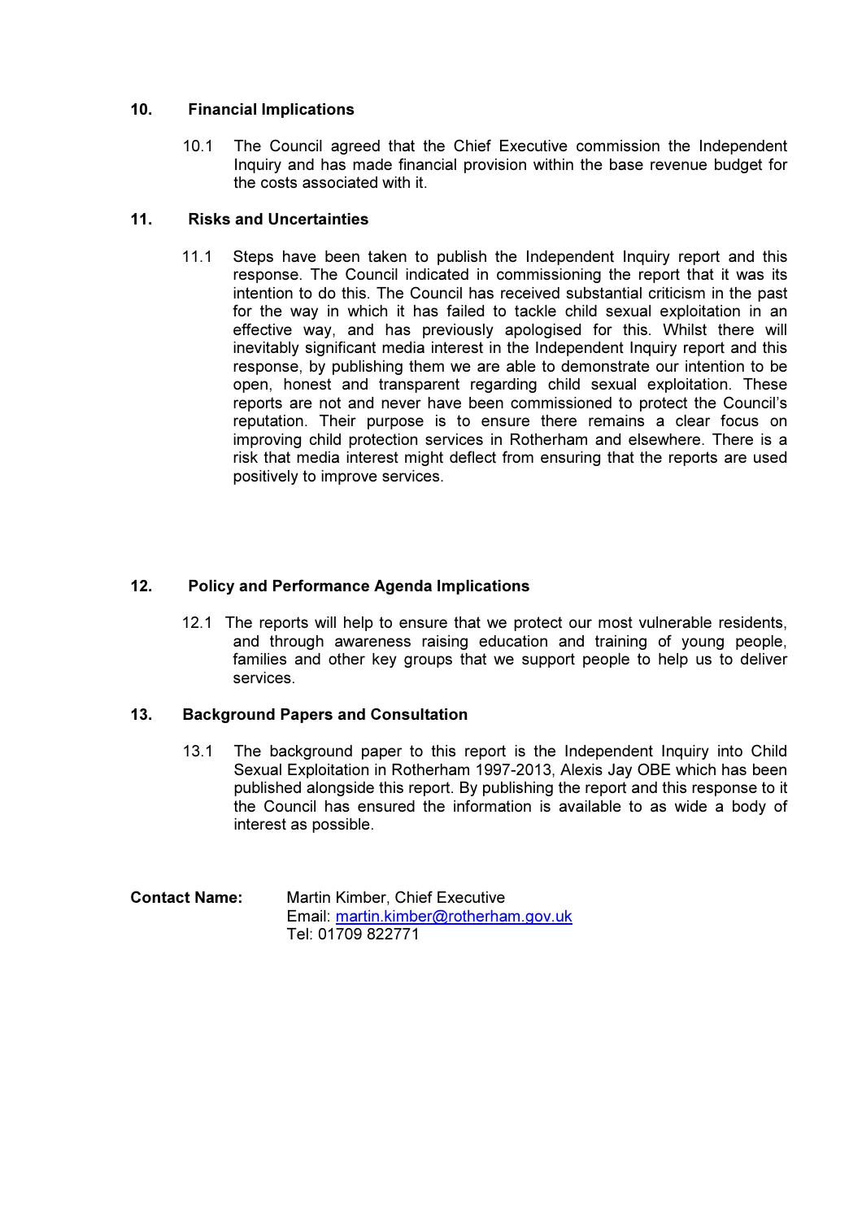## 10. Financial Implications

10.1 The Council agreed that the Chief Executive commission the Independent Inquiry and has made financial provision within the base revenue budget for the costs associated with it.

## 11. Risks and Uncertainties

11.1 Steps have been taken to publish the Independent Inquiry report and this response. The Council indicated in commissioning the report that it was its intention to do this. The Council has received substantial criticism in the past for the way in which it has failed to tackle child sexual exploitation in an effective way, and has previously apologised for this. Whilst there will inevitably significant media interest in the Independent Inquiry report and this response, by publishing them we are able to demonstrate our intention to be open, honest and transparent regarding child sexual exploitation. These reports are not and never have been commissioned to protect the Council's reputation. Their purpose is to ensure there remains a clear focus on improving child protection services in Rotherham and elsewhere. There is a risk that media interest might deflect from ensuring that the reports are used positively to improve services.

## 12. Policy and Performance Agenda Implications

12.1 The reports will help to ensure that we protect our most vulnerable residents, and through awareness raising education and training of young people, families and other key groups that we support people to help us to deliver services.

## 13. Background Papers and Consultation

13.1 The background paper to this report is the Independent Inquiry into Child Sexual Exploitation in Rotherham 1997-2013, Alexis Jay OBE which has been published alongside this report. By publishing the report and this response to it the Council has ensured the information is available to as wide a body of interest as possible.

**Contact Name:** Martin Kimber, Chief Executive
Email: martin.kimber@rotherham.gov.uk
Tel: 01709 822771